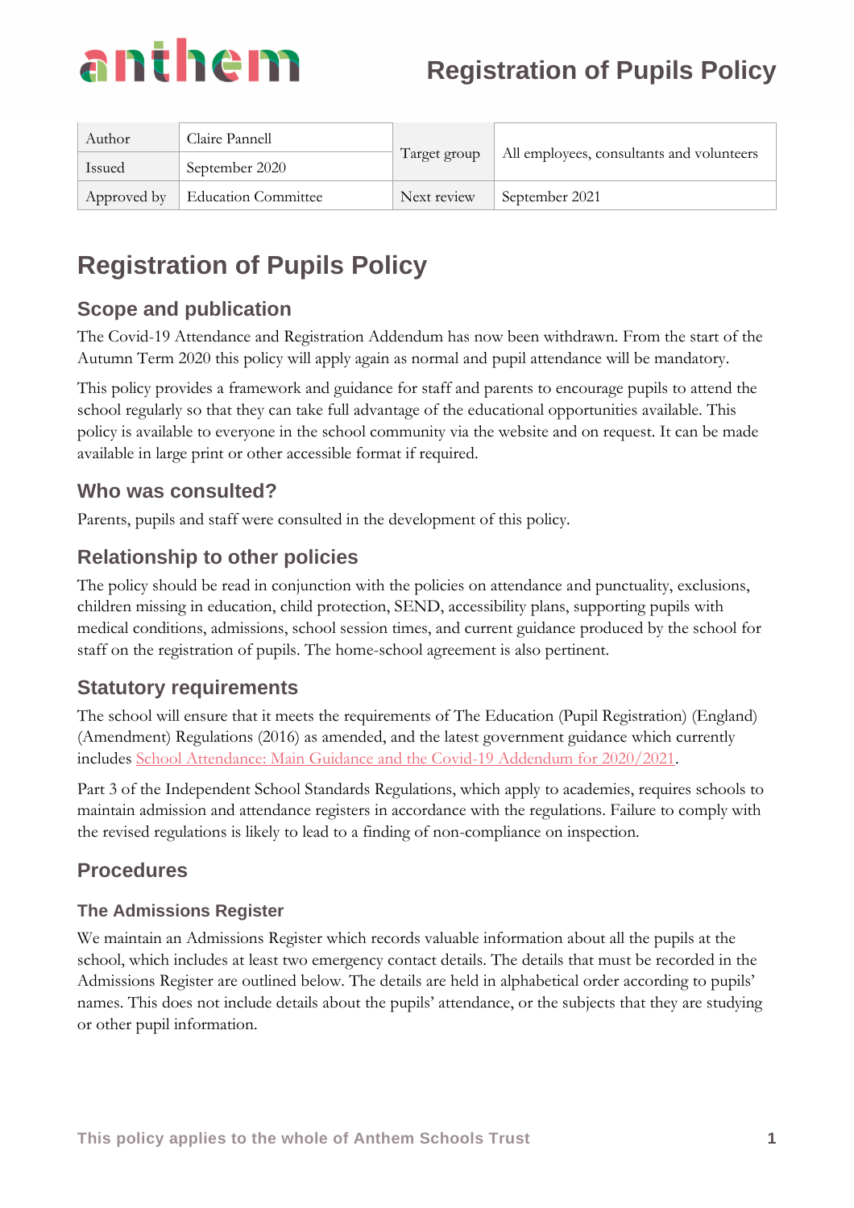# Registration of Pupils Policy

| Author | Claire Pannell | Target group | All employees, consultants and volunteers |
|---|---|---|---|
| Issued | September 2020 | | |
| Approved by | Education Committee | Next review | September 2021 |

# Registration of Pupils Policy

## Scope and publication

The Covid-19 Attendance and Registration Addendum has now been withdrawn. From the start of the Autumn Term 2020 this policy will apply again as normal and pupil attendance will be mandatory.

This policy provides a framework and guidance for staff and parents to encourage pupils to attend the school regularly so that they can take full advantage of the educational opportunities available. This policy is available to everyone in the school community via the website and on request. It can be made available in large print or other accessible format if required.

## Who was consulted?

Parents, pupils and staff were consulted in the development of this policy.

## Relationship to other policies

The policy should be read in conjunction with the policies on attendance and punctuality, exclusions, children missing in education, child protection, SEND, accessibility plans, supporting pupils with medical conditions, admissions, school session times, and current guidance produced by the school for staff on the registration of pupils. The home-school agreement is also pertinent.

## Statutory requirements

The school will ensure that it meets the requirements of The Education (Pupil Registration) (England) (Amendment) Regulations (2016) as amended, and the latest government guidance which currently includes School Attendance: Main Guidance and the Covid-19 Addendum for 2020/2021.

Part 3 of the Independent School Standards Regulations, which apply to academies, requires schools to maintain admission and attendance registers in accordance with the regulations. Failure to comply with the revised regulations is likely to lead to a finding of non-compliance on inspection.

## Procedures

### The Admissions Register

We maintain an Admissions Register which records valuable information about all the pupils at the school, which includes at least two emergency contact details. The details that must be recorded in the Admissions Register are outlined below. The details are held in alphabetical order according to pupils' names. This does not include details about the pupils' attendance, or the subjects that they are studying or other pupil information.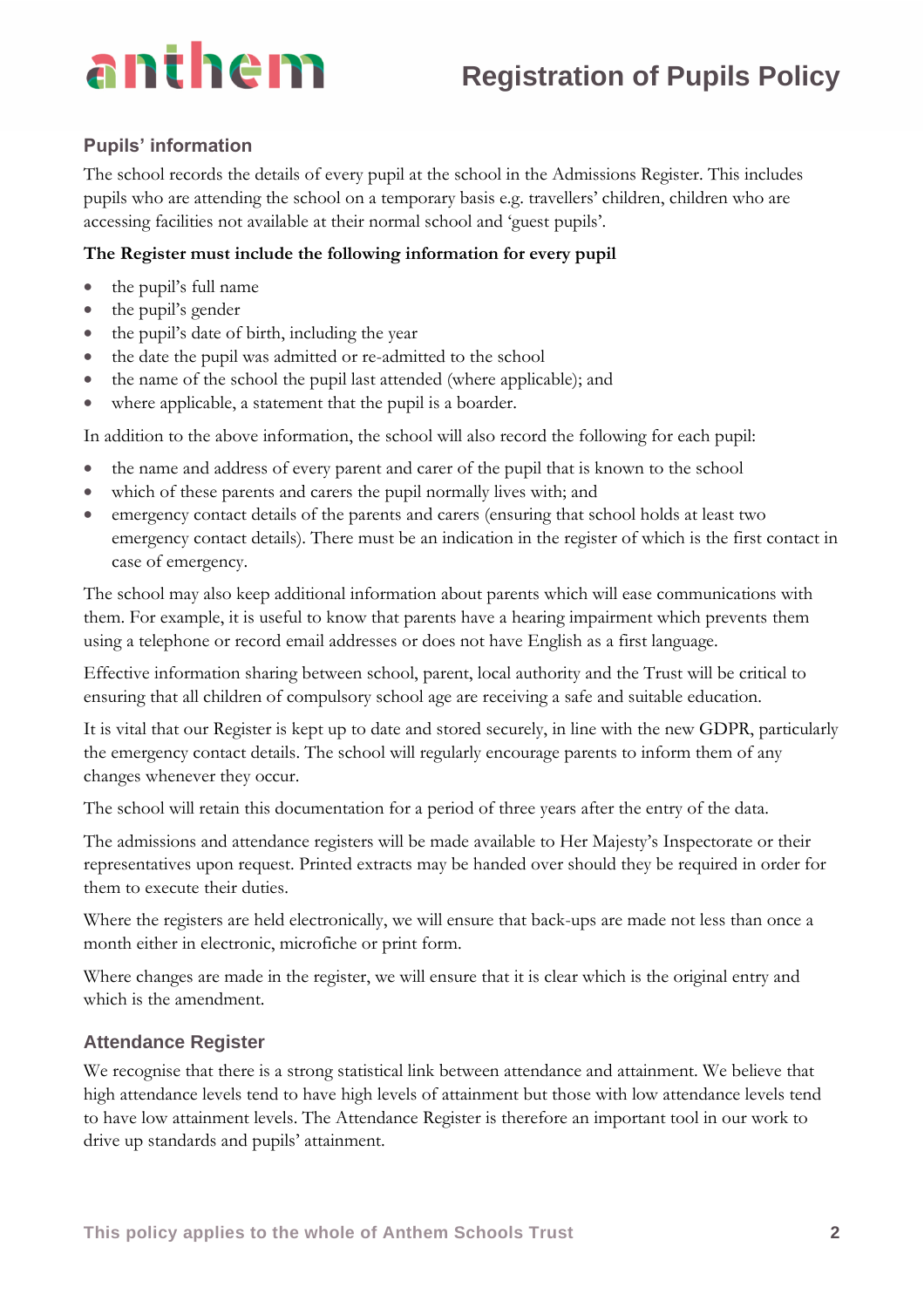## Pupils' information

The school records the details of every pupil at the school in the Admissions Register. This includes pupils who are attending the school on a temporary basis e.g. travellers' children, children who are accessing facilities not available at their normal school and 'guest pupils'.

**The Register must include the following information for every pupil**

- the pupil's full name
- the pupil's gender
- the pupil's date of birth, including the year
- the date the pupil was admitted or re-admitted to the school
- the name of the school the pupil last attended (where applicable); and
- where applicable, a statement that the pupil is a boarder.

In addition to the above information, the school will also record the following for each pupil:

- the name and address of every parent and carer of the pupil that is known to the school
- which of these parents and carers the pupil normally lives with; and
- emergency contact details of the parents and carers (ensuring that school holds at least two emergency contact details). There must be an indication in the register of which is the first contact in case of emergency.

The school may also keep additional information about parents which will ease communications with them. For example, it is useful to know that parents have a hearing impairment which prevents them using a telephone or record email addresses or does not have English as a first language.

Effective information sharing between school, parent, local authority and the Trust will be critical to ensuring that all children of compulsory school age are receiving a safe and suitable education.

It is vital that our Register is kept up to date and stored securely, in line with the new GDPR, particularly the emergency contact details. The school will regularly encourage parents to inform them of any changes whenever they occur.

The school will retain this documentation for a period of three years after the entry of the data.

The admissions and attendance registers will be made available to Her Majesty's Inspectorate or their representatives upon request. Printed extracts may be handed over should they be required in order for them to execute their duties.

Where the registers are held electronically, we will ensure that back-ups are made not less than once a month either in electronic, microfiche or print form.

Where changes are made in the register, we will ensure that it is clear which is the original entry and which is the amendment.

## Attendance Register

We recognise that there is a strong statistical link between attendance and attainment. We believe that high attendance levels tend to have high levels of attainment but those with low attendance levels tend to have low attainment levels. The Attendance Register is therefore an important tool in our work to drive up standards and pupils' attainment.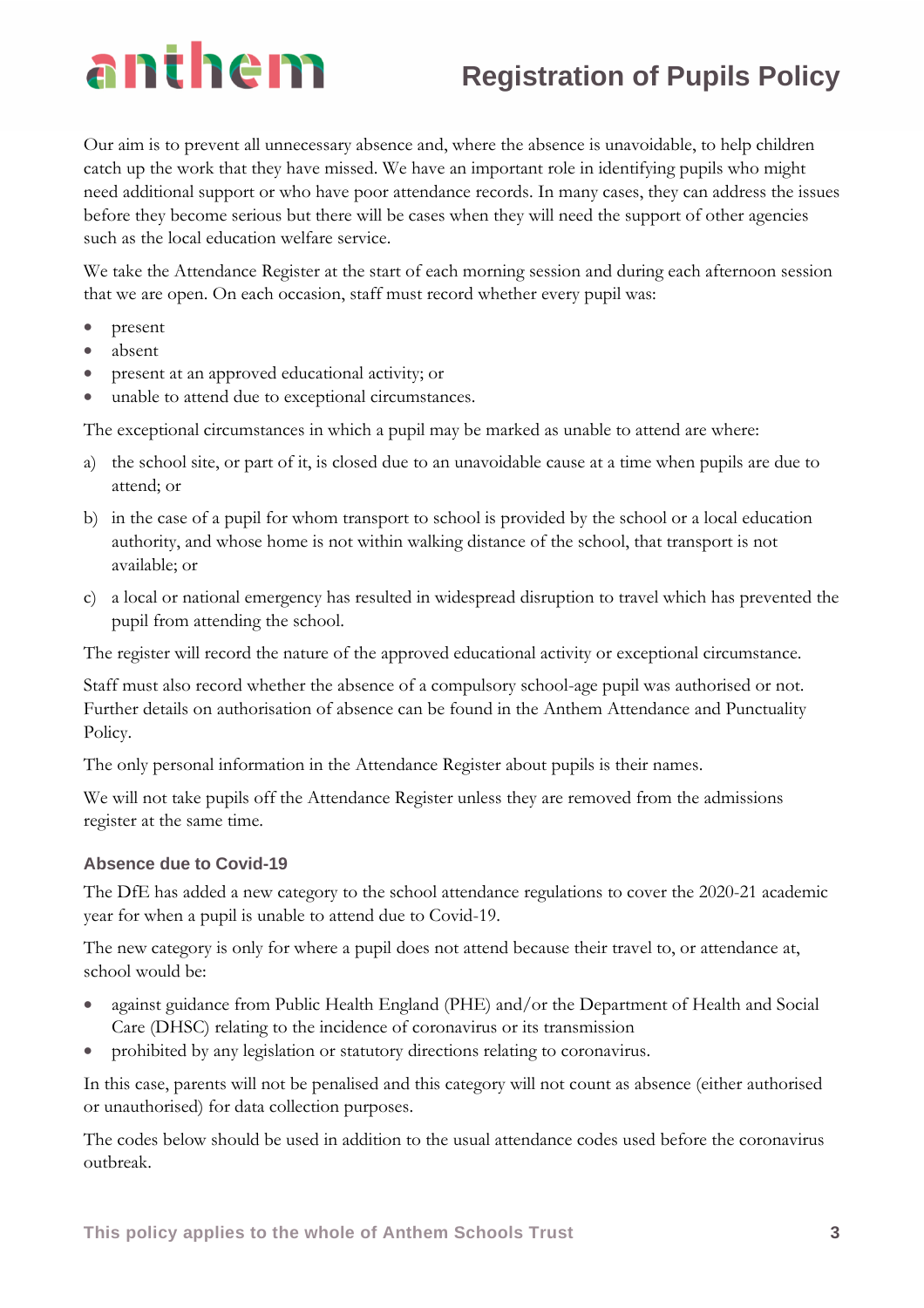Our aim is to prevent all unnecessary absence and, where the absence is unavoidable, to help children catch up the work that they have missed. We have an important role in identifying pupils who might need additional support or who have poor attendance records. In many cases, they can address the issues before they become serious but there will be cases when they will need the support of other agencies such as the local education welfare service.

We take the Attendance Register at the start of each morning session and during each afternoon session that we are open. On each occasion, staff must record whether every pupil was:

- present
- absent
- present at an approved educational activity; or
- unable to attend due to exceptional circumstances.

The exceptional circumstances in which a pupil may be marked as unable to attend are where:

a) the school site, or part of it, is closed due to an unavoidable cause at a time when pupils are due to attend; or

b) in the case of a pupil for whom transport to school is provided by the school or a local education authority, and whose home is not within walking distance of the school, that transport is not available; or

c) a local or national emergency has resulted in widespread disruption to travel which has prevented the pupil from attending the school.

The register will record the nature of the approved educational activity or exceptional circumstance.

Staff must also record whether the absence of a compulsory school-age pupil was authorised or not. Further details on authorisation of absence can be found in the Anthem Attendance and Punctuality Policy.

The only personal information in the Attendance Register about pupils is their names.

We will not take pupils off the Attendance Register unless they are removed from the admissions register at the same time.

### Absence due to Covid-19

The DfE has added a new category to the school attendance regulations to cover the 2020-21 academic year for when a pupil is unable to attend due to Covid-19.

The new category is only for where a pupil does not attend because their travel to, or attendance at, school would be:

- against guidance from Public Health England (PHE) and/or the Department of Health and Social Care (DHSC) relating to the incidence of coronavirus or its transmission
- prohibited by any legislation or statutory directions relating to coronavirus.

In this case, parents will not be penalised and this category will not count as absence (either authorised or unauthorised) for data collection purposes.

The codes below should be used in addition to the usual attendance codes used before the coronavirus outbreak.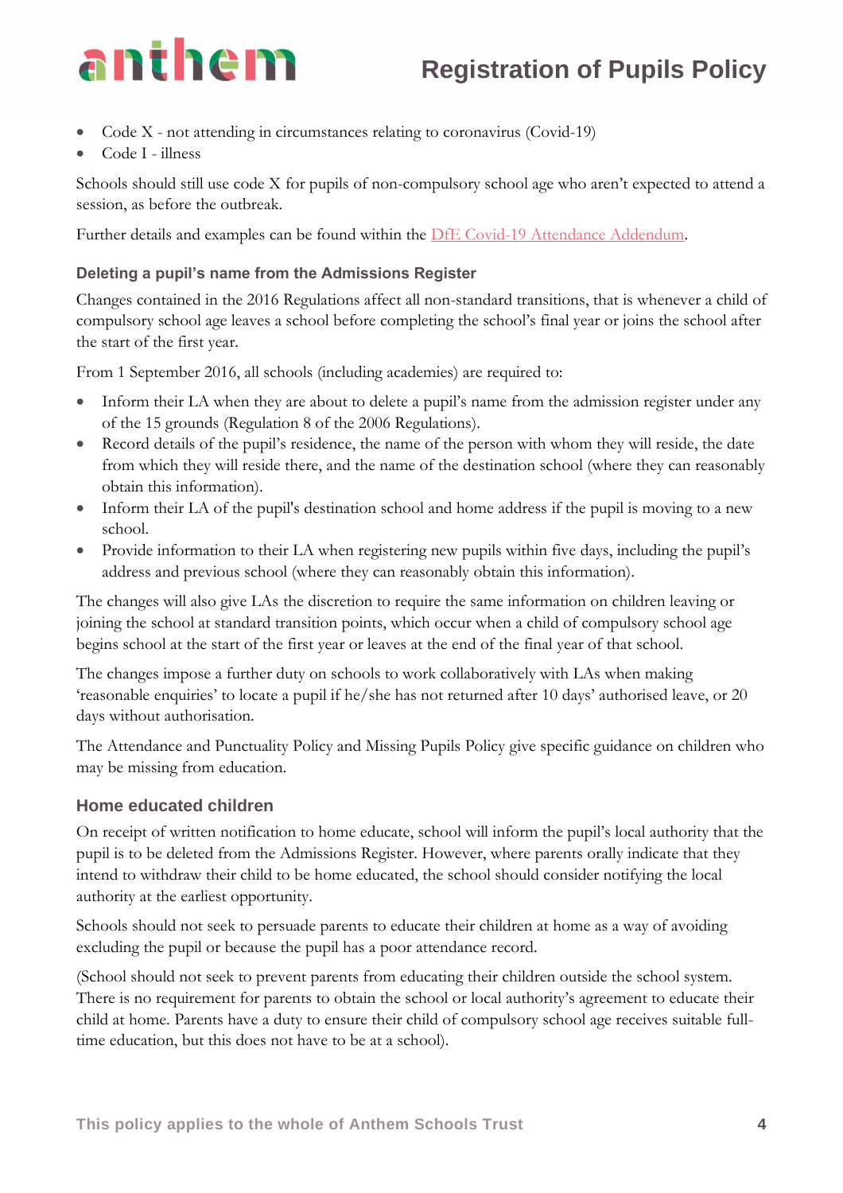- Code X - not attending in circumstances relating to coronavirus (Covid-19)
- Code I - illness

Schools should still use code X for pupils of non-compulsory school age who aren't expected to attend a session, as before the outbreak.

Further details and examples can be found within the DfE Covid-19 Attendance Addendum.

### Deleting a pupil's name from the Admissions Register

Changes contained in the 2016 Regulations affect all non-standard transitions, that is whenever a child of compulsory school age leaves a school before completing the school's final year or joins the school after the start of the first year.

From 1 September 2016, all schools (including academies) are required to:

- Inform their LA when they are about to delete a pupil's name from the admission register under any of the 15 grounds (Regulation 8 of the 2006 Regulations).
- Record details of the pupil's residence, the name of the person with whom they will reside, the date from which they will reside there, and the name of the destination school (where they can reasonably obtain this information).
- Inform their LA of the pupil's destination school and home address if the pupil is moving to a new school.
- Provide information to their LA when registering new pupils within five days, including the pupil's address and previous school (where they can reasonably obtain this information).

The changes will also give LAs the discretion to require the same information on children leaving or joining the school at standard transition points, which occur when a child of compulsory school age begins school at the start of the first year or leaves at the end of the final year of that school.

The changes impose a further duty on schools to work collaboratively with LAs when making 'reasonable enquiries' to locate a pupil if he/she has not returned after 10 days' authorised leave, or 20 days without authorisation.

The Attendance and Punctuality Policy and Missing Pupils Policy give specific guidance on children who may be missing from education.

### Home educated children

On receipt of written notification to home educate, school will inform the pupil's local authority that the pupil is to be deleted from the Admissions Register. However, where parents orally indicate that they intend to withdraw their child to be home educated, the school should consider notifying the local authority at the earliest opportunity.

Schools should not seek to persuade parents to educate their children at home as a way of avoiding excluding the pupil or because the pupil has a poor attendance record.

(School should not seek to prevent parents from educating their children outside the school system. There is no requirement for parents to obtain the school or local authority's agreement to educate their child at home. Parents have a duty to ensure their child of compulsory school age receives suitable full-time education, but this does not have to be at a school).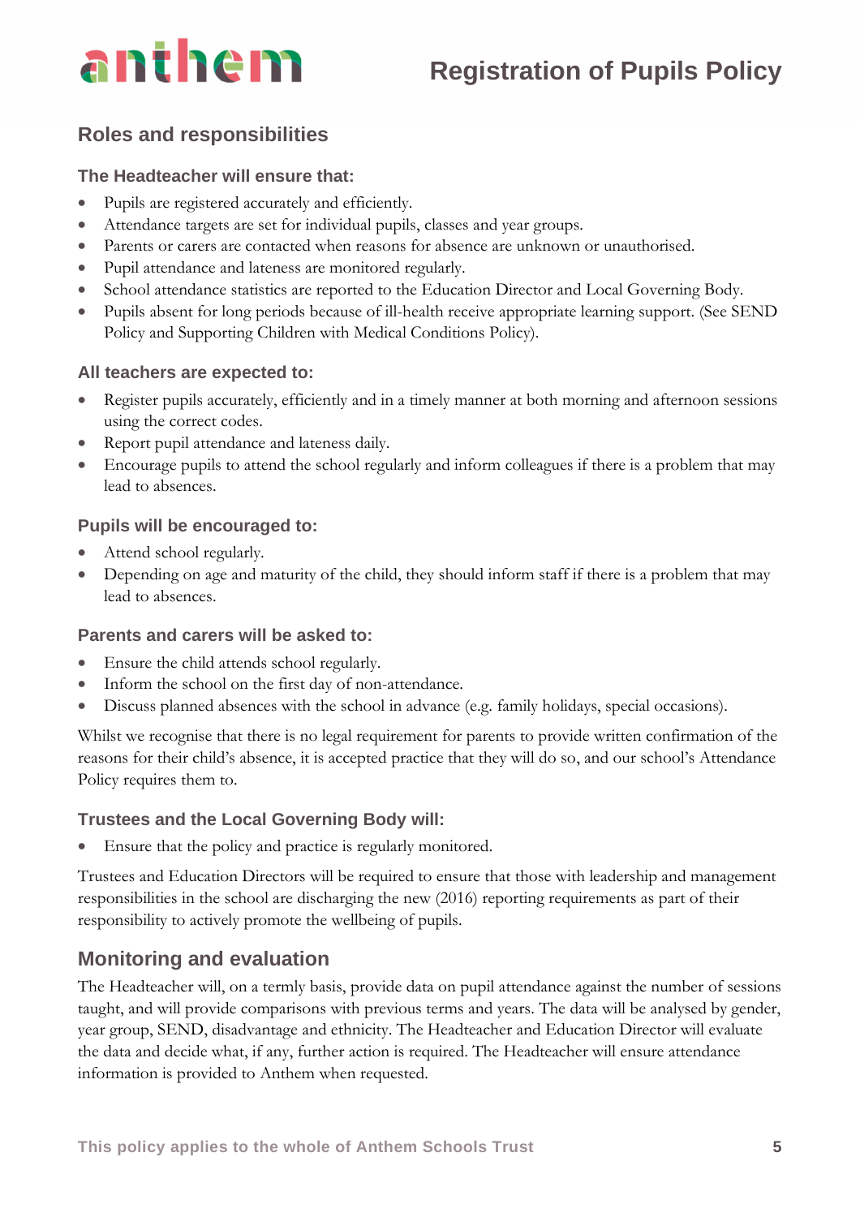## Roles and responsibilities

### The Headteacher will ensure that:

- Pupils are registered accurately and efficiently.
- Attendance targets are set for individual pupils, classes and year groups.
- Parents or carers are contacted when reasons for absence are unknown or unauthorised.
- Pupil attendance and lateness are monitored regularly.
- School attendance statistics are reported to the Education Director and Local Governing Body.
- Pupils absent for long periods because of ill-health receive appropriate learning support. (See SEND Policy and Supporting Children with Medical Conditions Policy).

### All teachers are expected to:

- Register pupils accurately, efficiently and in a timely manner at both morning and afternoon sessions using the correct codes.
- Report pupil attendance and lateness daily.
- Encourage pupils to attend the school regularly and inform colleagues if there is a problem that may lead to absences.

### Pupils will be encouraged to:

- Attend school regularly.
- Depending on age and maturity of the child, they should inform staff if there is a problem that may lead to absences.

### Parents and carers will be asked to:

- Ensure the child attends school regularly.
- Inform the school on the first day of non-attendance.
- Discuss planned absences with the school in advance (e.g. family holidays, special occasions).

Whilst we recognise that there is no legal requirement for parents to provide written confirmation of the reasons for their child's absence, it is accepted practice that they will do so, and our school's Attendance Policy requires them to.

### Trustees and the Local Governing Body will:

- Ensure that the policy and practice is regularly monitored.

Trustees and Education Directors will be required to ensure that those with leadership and management responsibilities in the school are discharging the new (2016) reporting requirements as part of their responsibility to actively promote the wellbeing of pupils.

## Monitoring and evaluation

The Headteacher will, on a termly basis, provide data on pupil attendance against the number of sessions taught, and will provide comparisons with previous terms and years. The data will be analysed by gender, year group, SEND, disadvantage and ethnicity. The Headteacher and Education Director will evaluate the data and decide what, if any, further action is required. The Headteacher will ensure attendance information is provided to Anthem when requested.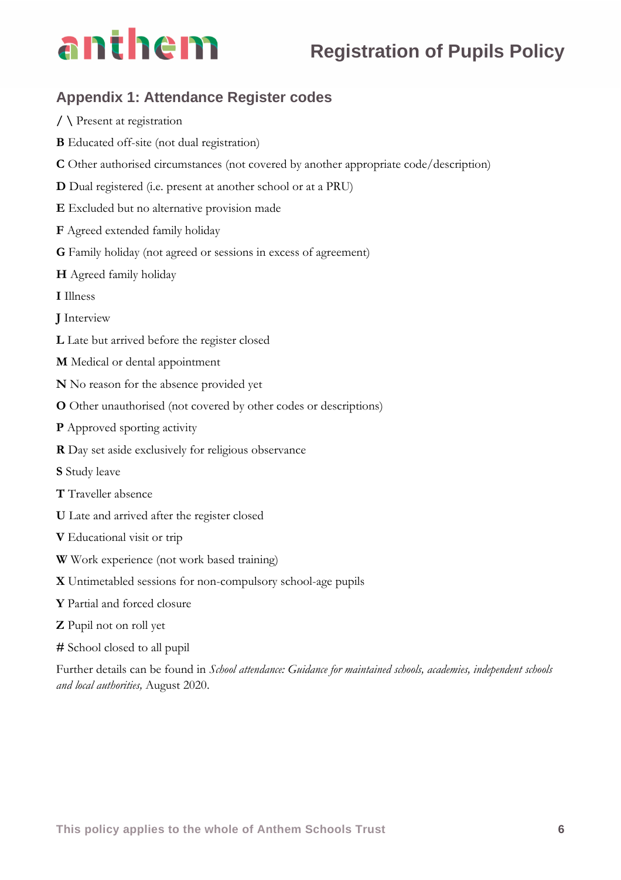## Appendix 1: Attendance Register codes

**/ \** Present at registration

**B** Educated off-site (not dual registration)

**C** Other authorised circumstances (not covered by another appropriate code/description)

**D** Dual registered (i.e. present at another school or at a PRU)

**E** Excluded but no alternative provision made

**F** Agreed extended family holiday

**G** Family holiday (not agreed or sessions in excess of agreement)

**H** Agreed family holiday

**I** Illness

**J** Interview

**L** Late but arrived before the register closed

**M** Medical or dental appointment

**N** No reason for the absence provided yet

**O** Other unauthorised (not covered by other codes or descriptions)

**P** Approved sporting activity

**R** Day set aside exclusively for religious observance

**S** Study leave

**T** Traveller absence

**U** Late and arrived after the register closed

**V** Educational visit or trip

**W** Work experience (not work based training)

**X** Untimetabled sessions for non-compulsory school-age pupils

**Y** Partial and forced closure

**Z** Pupil not on roll yet

**#** School closed to all pupil

Further details can be found in *School attendance: Guidance for maintained schools, academies, independent schools and local authorities,* August 2020.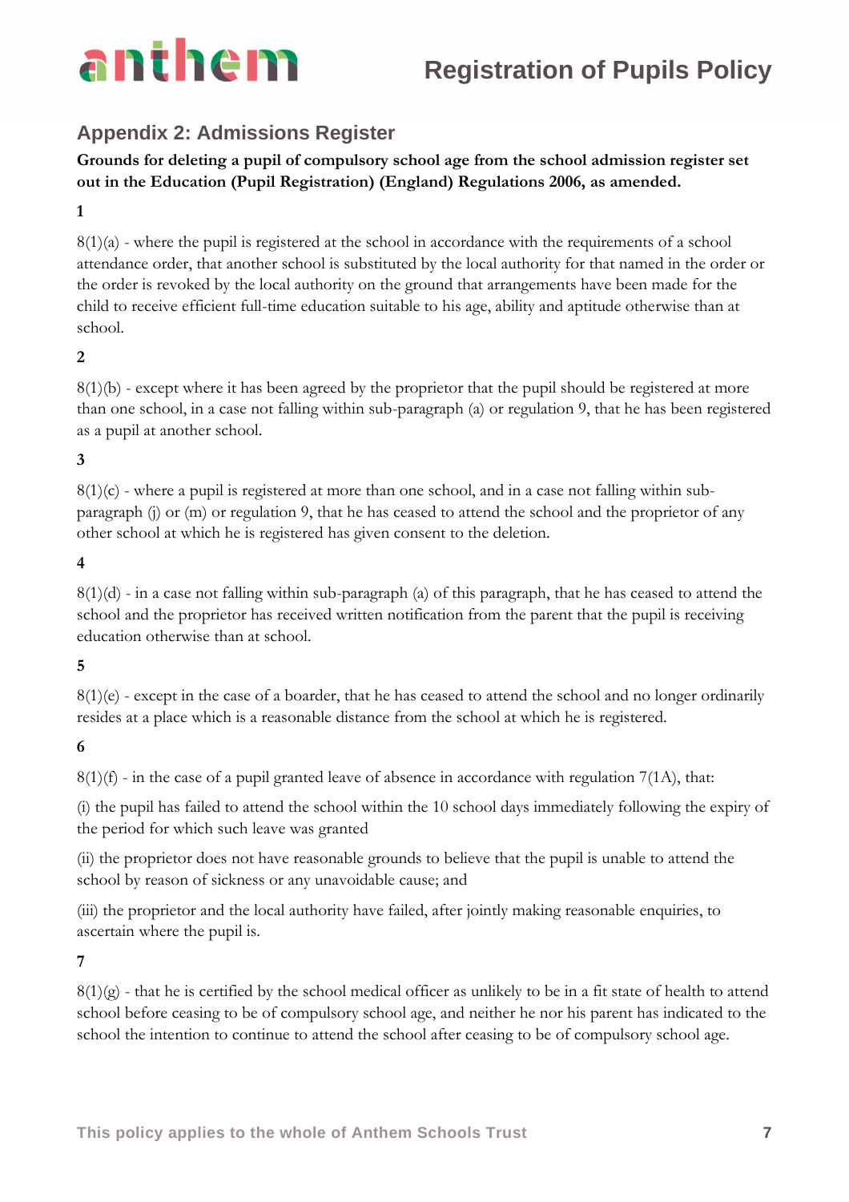## Appendix 2: Admissions Register

**Grounds for deleting a pupil of compulsory school age from the school admission register set out in the Education (Pupil Registration) (England) Regulations 2006, as amended.**

**1**

8(1)(a) - where the pupil is registered at the school in accordance with the requirements of a school attendance order, that another school is substituted by the local authority for that named in the order or the order is revoked by the local authority on the ground that arrangements have been made for the child to receive efficient full-time education suitable to his age, ability and aptitude otherwise than at school.

**2**

8(1)(b) - except where it has been agreed by the proprietor that the pupil should be registered at more than one school, in a case not falling within sub-paragraph (a) or regulation 9, that he has been registered as a pupil at another school.

**3**

8(1)(c) - where a pupil is registered at more than one school, and in a case not falling within sub-paragraph (j) or (m) or regulation 9, that he has ceased to attend the school and the proprietor of any other school at which he is registered has given consent to the deletion.

**4**

8(1)(d) - in a case not falling within sub-paragraph (a) of this paragraph, that he has ceased to attend the school and the proprietor has received written notification from the parent that the pupil is receiving education otherwise than at school.

**5**

8(1)(e) - except in the case of a boarder, that he has ceased to attend the school and no longer ordinarily resides at a place which is a reasonable distance from the school at which he is registered.

**6**

8(1)(f) - in the case of a pupil granted leave of absence in accordance with regulation 7(1A), that:

(i) the pupil has failed to attend the school within the 10 school days immediately following the expiry of the period for which such leave was granted

(ii) the proprietor does not have reasonable grounds to believe that the pupil is unable to attend the school by reason of sickness or any unavoidable cause; and

(iii) the proprietor and the local authority have failed, after jointly making reasonable enquiries, to ascertain where the pupil is.

**7**

8(1)(g) - that he is certified by the school medical officer as unlikely to be in a fit state of health to attend school before ceasing to be of compulsory school age, and neither he nor his parent has indicated to the school the intention to continue to attend the school after ceasing to be of compulsory school age.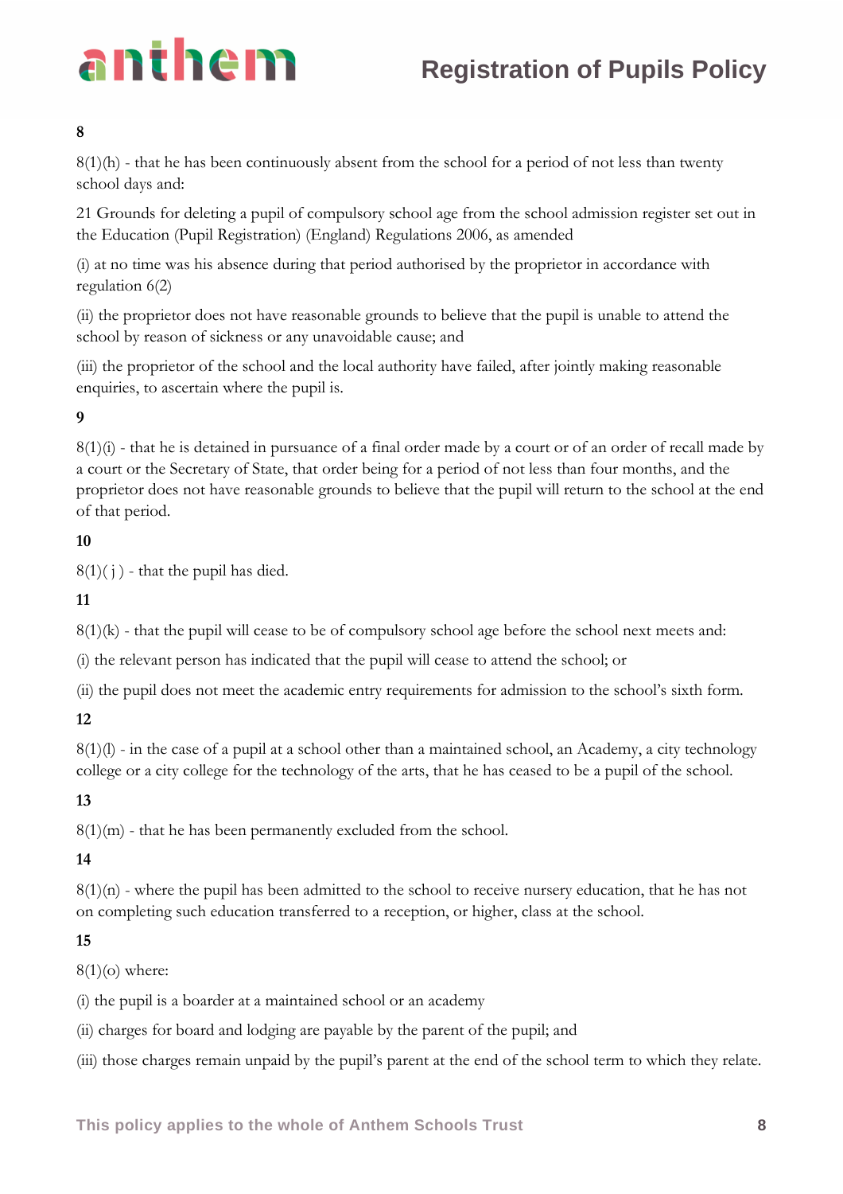**8**

8(1)(h) - that he has been continuously absent from the school for a period of not less than twenty school days and:

21 Grounds for deleting a pupil of compulsory school age from the school admission register set out in the Education (Pupil Registration) (England) Regulations 2006, as amended

(i) at no time was his absence during that period authorised by the proprietor in accordance with regulation 6(2)

(ii) the proprietor does not have reasonable grounds to believe that the pupil is unable to attend the school by reason of sickness or any unavoidable cause; and

(iii) the proprietor of the school and the local authority have failed, after jointly making reasonable enquiries, to ascertain where the pupil is.

**9**

8(1)(i) - that he is detained in pursuance of a final order made by a court or of an order of recall made by a court or the Secretary of State, that order being for a period of not less than four months, and the proprietor does not have reasonable grounds to believe that the pupil will return to the school at the end of that period.

**10**

8(1)( j ) - that the pupil has died.

**11**

8(1)(k) - that the pupil will cease to be of compulsory school age before the school next meets and:

(i) the relevant person has indicated that the pupil will cease to attend the school; or

(ii) the pupil does not meet the academic entry requirements for admission to the school's sixth form.

**12**

8(1)(l) - in the case of a pupil at a school other than a maintained school, an Academy, a city technology college or a city college for the technology of the arts, that he has ceased to be a pupil of the school.

**13**

8(1)(m) - that he has been permanently excluded from the school.

**14**

8(1)(n) - where the pupil has been admitted to the school to receive nursery education, that he has not on completing such education transferred to a reception, or higher, class at the school.

**15**

8(1)(o) where:

(i) the pupil is a boarder at a maintained school or an academy

(ii) charges for board and lodging are payable by the parent of the pupil; and

(iii) those charges remain unpaid by the pupil's parent at the end of the school term to which they relate.